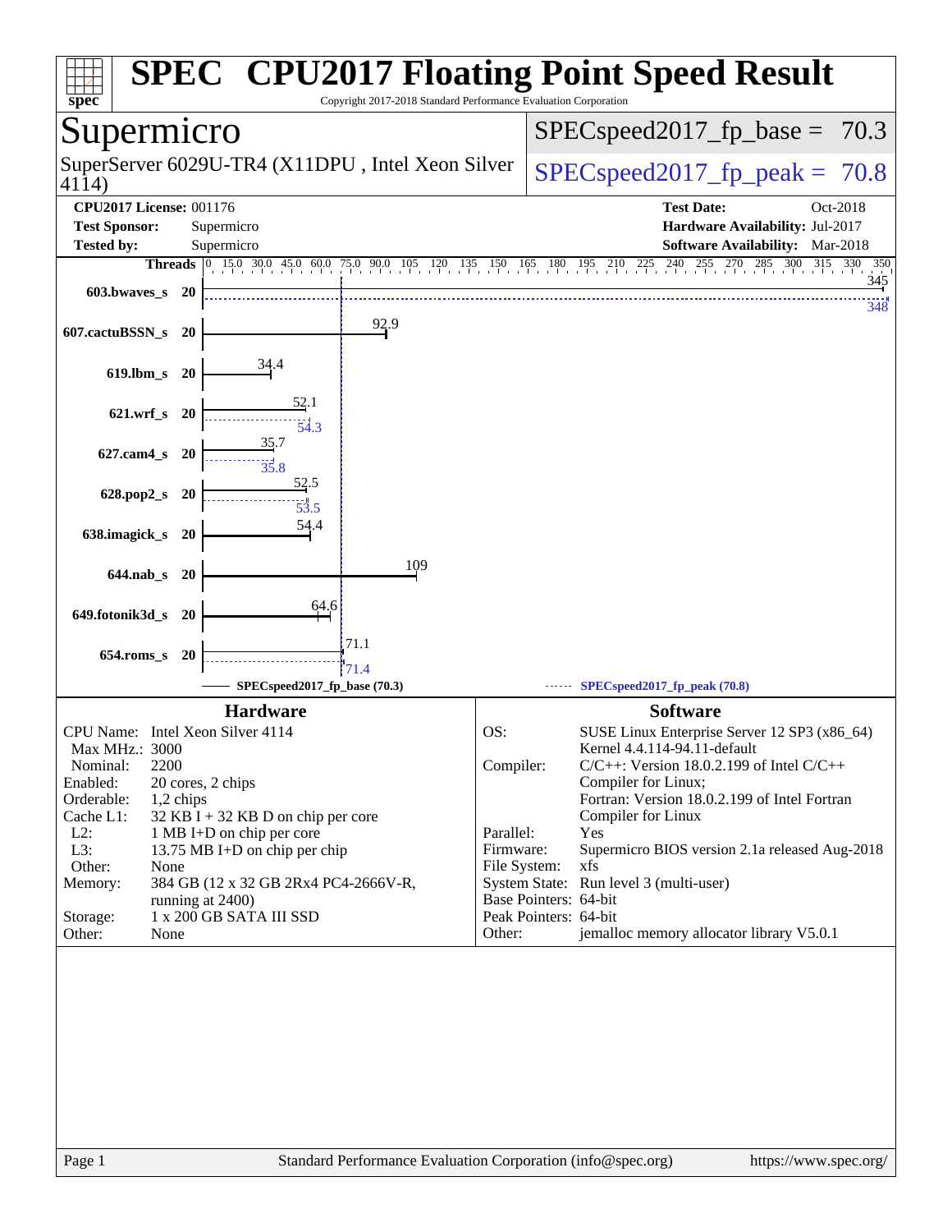# SPEC® CPU2017 Floating Point Speed Result

Copyright 2017-2018 Standard Performance Evaluation Corporation

## Supermicro

SuperServer 6029U-TR4 (X11DPU , Intel Xeon Silver 4114)

SPECspeed2017_fp_base = 70.3

SPECspeed2017_fp_peak = 70.8

**CPU2017 License:** 001176
**Test Sponsor:** Supermicro
**Tested by:** Supermicro

**Test Date:** Oct-2018
**Hardware Availability:** Jul-2017
**Software Availability:** Mar-2018

| Benchmark | Threads | Base | Peak |
|---|---|---|---|
| 603.bwaves_s | 20 | 345 | 348 |
| 607.cactuBSSN_s | 20 | 92.9 | |
| 619.lbm_s | 20 | 34.4 | |
| 621.wrf_s | 20 | 52.1 | 54.3 |
| 627.cam4_s | 20 | 35.7 | 35.8 |
| 628.pop2_s | 20 | 52.5 | 53.5 |
| 638.imagick_s | 20 | 54.4 | |
| 644.nab_s | 20 | 109 | |
| 649.fotonik3d_s | 20 | 64.6 | |
| 654.roms_s | 20 | 71.1 | 71.4 |

SPECspeed2017_fp_base (70.3) — SPECspeed2017_fp_peak (70.8)

### Hardware

- CPU Name: Intel Xeon Silver 4114
- Max MHz.: 3000
- Nominal: 2200
- Enabled: 20 cores, 2 chips
- Orderable: 1,2 chips
- Cache L1: 32 KB I + 32 KB D on chip per core
- L2: 1 MB I+D on chip per core
- L3: 13.75 MB I+D on chip per chip
- Other: None
- Memory: 384 GB (12 x 32 GB 2Rx4 PC4-2666V-R, running at 2400)
- Storage: 1 x 200 GB SATA III SSD
- Other: None

### Software

- OS: SUSE Linux Enterprise Server 12 SP3 (x86_64) Kernel 4.4.114-94.11-default
- Compiler: C/C++: Version 18.0.2.199 of Intel C/C++ Compiler for Linux; Fortran: Version 18.0.2.199 of Intel Fortran Compiler for Linux
- Parallel: Yes
- Firmware: Supermicro BIOS version 2.1a released Aug-2018
- File System: xfs
- System State: Run level 3 (multi-user)
- Base Pointers: 64-bit
- Peak Pointers: 64-bit
- Other: jemalloc memory allocator library V5.0.1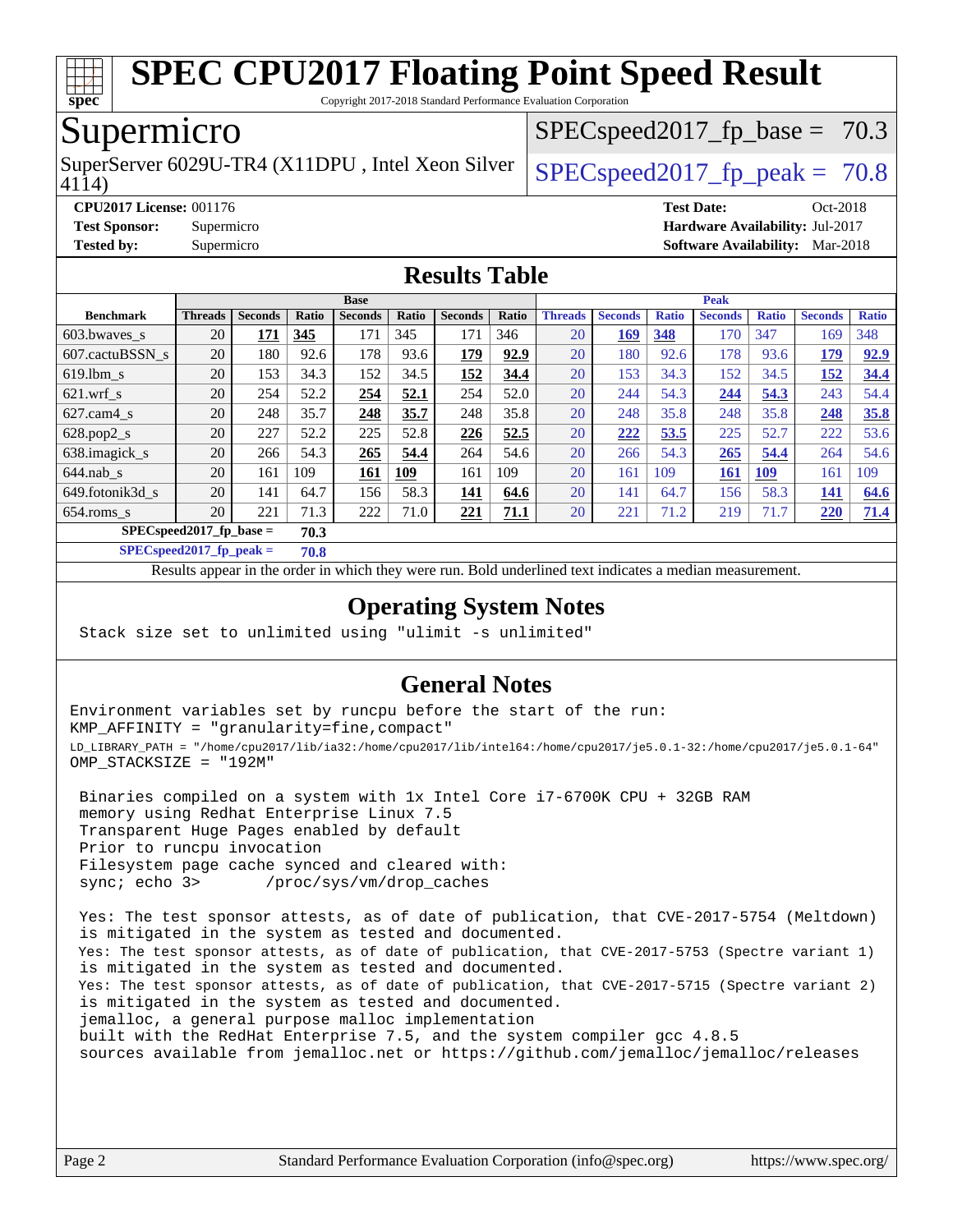# SPEC CPU2017 Floating Point Speed Result

Copyright 2017-2018 Standard Performance Evaluation Corporation

## Supermicro

SuperServer 6029U-TR4 (X11DPU , Intel Xeon Silver 4114)

SPECspeed2017_fp_base = 70.3

SPECspeed2017_fp_peak = 70.8

**CPU2017 License:** 001176
**Test Sponsor:** Supermicro
**Tested by:** Supermicro

**Test Date:** Oct-2018
**Hardware Availability:** Jul-2017
**Software Availability:** Mar-2018

## Results Table

| Benchmark | Base | | | | | | | Peak | | | | | | |
|---|---|---|---|---|---|---|---|---|---|---|---|---|---|---|
| | Threads | Seconds | Ratio | Seconds | Ratio | Seconds | Ratio | Threads | Seconds | Ratio | Seconds | Ratio | Seconds | Ratio |
| 603.bwaves_s | 20 | **171** | **345** | 171 | 345 | 171 | 346 | 20 | **169** | **348** | 170 | 347 | 169 | 348 |
| 607.cactuBSSN_s | 20 | 180 | 92.6 | 178 | 93.6 | **179** | **92.9** | 20 | 180 | 92.6 | 178 | 93.6 | **179** | **92.9** |
| 619.lbm_s | 20 | 153 | 34.3 | 152 | 34.5 | **152** | **34.4** | 20 | 153 | 34.3 | 152 | 34.5 | **152** | **34.4** |
| 621.wrf_s | 20 | 254 | 52.2 | **254** | **52.1** | 254 | 52.0 | 20 | 244 | 54.3 | **244** | **54.3** | 243 | 54.4 |
| 627.cam4_s | 20 | 248 | 35.7 | **248** | **35.7** | 248 | 35.8 | 20 | 248 | 35.8 | 248 | 35.8 | **248** | **35.8** |
| 628.pop2_s | 20 | 227 | 52.2 | 225 | 52.8 | **226** | **52.5** | 20 | **222** | **53.5** | 225 | 52.7 | 222 | 53.6 |
| 638.imagick_s | 20 | 266 | 54.3 | **265** | **54.4** | 264 | 54.6 | 20 | 266 | 54.3 | **265** | **54.4** | 264 | 54.6 |
| 644.nab_s | 20 | 161 | 109 | **161** | **109** | 161 | 109 | 20 | 161 | 109 | **161** | **109** | 161 | 109 |
| 649.fotonik3d_s | 20 | 141 | 64.7 | 156 | 58.3 | **141** | **64.6** | 20 | 141 | 64.7 | 156 | 58.3 | **141** | **64.6** |
| 654.roms_s | 20 | 221 | 71.3 | 222 | 71.0 | **221** | **71.1** | 20 | 221 | 71.2 | 219 | 71.7 | **220** | **71.4** |

**SPECspeed2017_fp_base = 70.3**

**SPECspeed2017_fp_peak = 70.8**

Results appear in the order in which they were run. Bold underlined text indicates a median measurement.

## Operating System Notes

```
Stack size set to unlimited using "ulimit -s unlimited"
```

## General Notes

```
Environment variables set by runcpu before the start of the run:
KMP_AFFINITY = "granularity=fine,compact"
LD_LIBRARY_PATH = "/home/cpu2017/lib/ia32:/home/cpu2017/lib/intel64:/home/cpu2017/je5.0.1-32:/home/cpu2017/je5.0.1-64"
OMP_STACKSIZE = "192M"

 Binaries compiled on a system with 1x Intel Core i7-6700K CPU + 32GB RAM
 memory using Redhat Enterprise Linux 7.5
 Transparent Huge Pages enabled by default
 Prior to runcpu invocation
 Filesystem page cache synced and cleared with:
 sync; echo 3>       /proc/sys/vm/drop_caches

 Yes: The test sponsor attests, as of date of publication, that CVE-2017-5754 (Meltdown)
 is mitigated in the system as tested and documented.
 Yes: The test sponsor attests, as of date of publication, that CVE-2017-5753 (Spectre variant 1)
 is mitigated in the system as tested and documented.
 Yes: The test sponsor attests, as of date of publication, that CVE-2017-5715 (Spectre variant 2)
 is mitigated in the system as tested and documented.
 jemalloc, a general purpose malloc implementation
 built with the RedHat Enterprise 7.5, and the system compiler gcc 4.8.5
 sources available from jemalloc.net or https://github.com/jemalloc/jemalloc/releases
```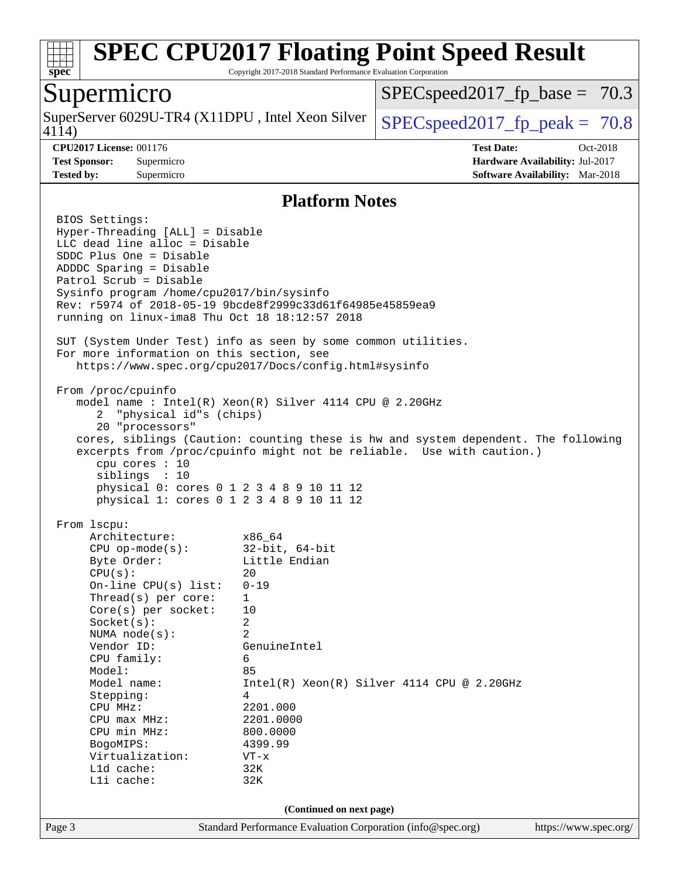## Platform Notes

```
BIOS Settings:
Hyper-Threading [ALL] = Disable
LLC dead line alloc = Disable
SDDC Plus One = Disable
ADDDC Sparing = Disable
Patrol Scrub = Disable
Sysinfo program /home/cpu2017/bin/sysinfo
Rev: r5974 of 2018-05-19 9bcde8f2999c33d61f64985e45859ea9
running on linux-ima8 Thu Oct 18 18:12:57 2018

SUT (System Under Test) info as seen by some common utilities.
For more information on this section, see
   https://www.spec.org/cpu2017/Docs/config.html#sysinfo

From /proc/cpuinfo
   model name : Intel(R) Xeon(R) Silver 4114 CPU @ 2.20GHz
      2  "physical id"s (chips)
      20 "processors"
   cores, siblings (Caution: counting these is hw and system dependent. The following
   excerpts from /proc/cpuinfo might not be reliable.  Use with caution.)
      cpu cores : 10
      siblings  : 10
      physical 0: cores 0 1 2 3 4 8 9 10 11 12
      physical 1: cores 0 1 2 3 4 8 9 10 11 12

From lscpu:
     Architecture:          x86_64
     CPU op-mode(s):        32-bit, 64-bit
     Byte Order:            Little Endian
     CPU(s):                20
     On-line CPU(s) list:   0-19
     Thread(s) per core:    1
     Core(s) per socket:    10
     Socket(s):             2
     NUMA node(s):          2
     Vendor ID:             GenuineIntel
     CPU family:            6
     Model:                 85
     Model name:            Intel(R) Xeon(R) Silver 4114 CPU @ 2.20GHz
     Stepping:              4
     CPU MHz:               2201.000
     CPU max MHz:           2201.0000
     CPU min MHz:           800.0000
     BogoMIPS:              4399.99
     Virtualization:        VT-x
     L1d cache:             32K
     L1i cache:             32K
```

(Continued on next page)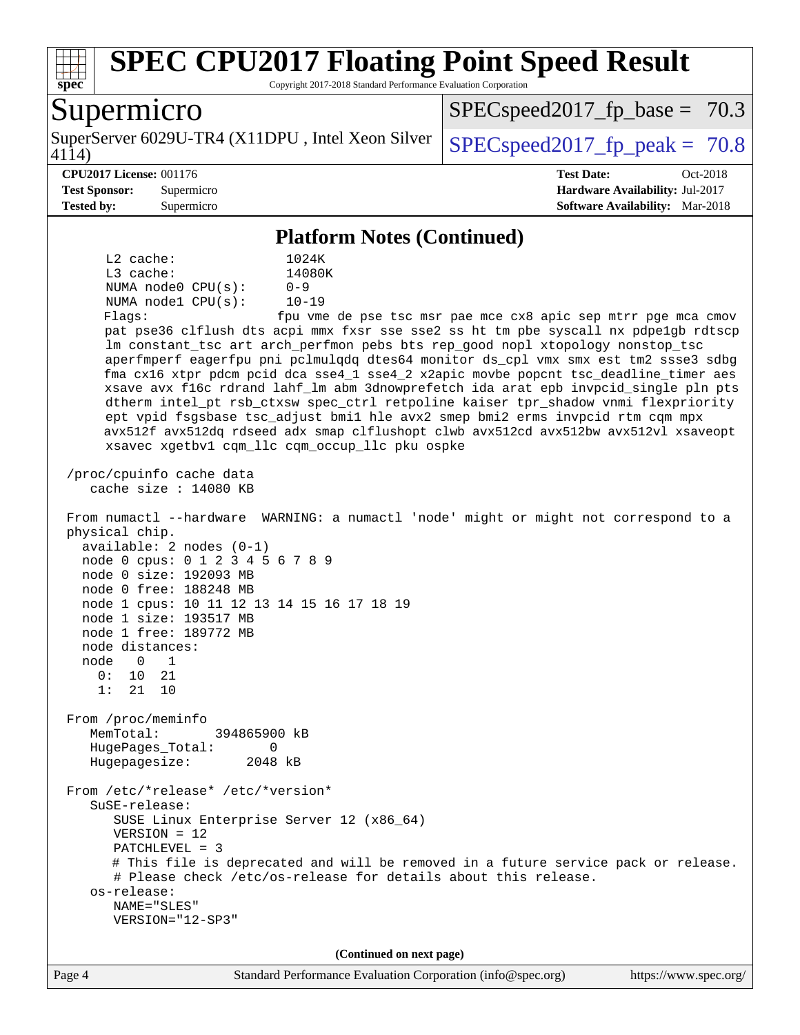## Platform Notes (Continued)

```
     L2 cache:              1024K
     L3 cache:              14080K
     NUMA node0 CPU(s):     0-9
     NUMA node1 CPU(s):     10-19
     Flags:                 fpu vme de pse tsc msr pae mce cx8 apic sep mtrr pge mca cmov
     pat pse36 clflush dts acpi mmx fxsr sse sse2 ss ht tm pbe syscall nx pdpe1gb rdtscp
     lm constant_tsc art arch_perfmon pebs bts rep_good nopl xtopology nonstop_tsc
     aperfmperf eagerfpu pni pclmulqdq dtes64 monitor ds_cpl vmx smx est tm2 ssse3 sdbg
     fma cx16 xtpr pdcm pcid dca sse4_1 sse4_2 x2apic movbe popcnt tsc_deadline_timer aes
     xsave avx f16c rdrand lahf_lm abm 3dnowprefetch ida arat epb invpcid_single pln pts
     dtherm intel_pt rsb_ctxsw spec_ctrl retpoline kaiser tpr_shadow vnmi flexpriority
     ept vpid fsgsbase tsc_adjust bmi1 hle avx2 smep bmi2 erms invpcid rtm cqm mpx
     avx512f avx512dq rdseed adx smap clflushopt clwb avx512cd avx512bw avx512vl xsaveopt
     xsavec xgetbv1 cqm_llc cqm_occup_llc pku ospke

 /proc/cpuinfo cache data
    cache size : 14080 KB

 From numactl --hardware  WARNING: a numactl 'node' might or might not correspond to a
 physical chip.
   available: 2 nodes (0-1)
   node 0 cpus: 0 1 2 3 4 5 6 7 8 9
   node 0 size: 192093 MB
   node 0 free: 188248 MB
   node 1 cpus: 10 11 12 13 14 15 16 17 18 19
   node 1 size: 193517 MB
   node 1 free: 189772 MB
   node distances:
   node   0   1
     0:  10  21
     1:  21  10

 From /proc/meminfo
    MemTotal:       394865900 kB
    HugePages_Total:       0
    Hugepagesize:       2048 kB

 From /etc/*release* /etc/*version*
    SuSE-release:
       SUSE Linux Enterprise Server 12 (x86_64)
       VERSION = 12
       PATCHLEVEL = 3
       # This file is deprecated and will be removed in a future service pack or release.
       # Please check /etc/os-release for details about this release.
    os-release:
       NAME="SLES"
       VERSION="12-SP3"
```

(Continued on next page)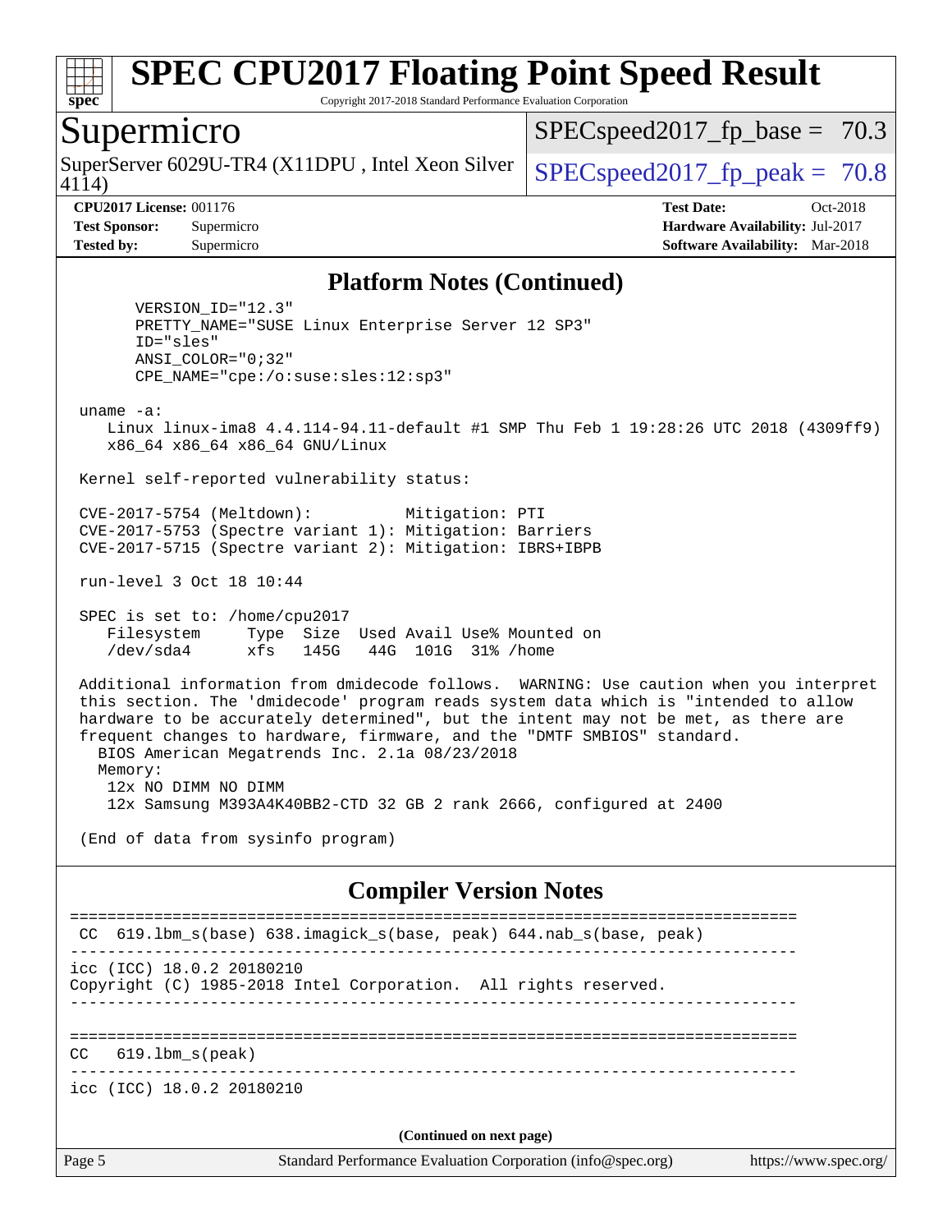# SPEC CPU2017 Floating Point Speed Result

Copyright 2017-2018 Standard Performance Evaluation Corporation

## Supermicro

SuperServer 6029U-TR4 (X11DPU , Intel Xeon Silver 4114)

SPECspeed2017_fp_base = 70.3

SPECspeed2017_fp_peak = 70.8

**CPU2017 License:** 001176
**Test Sponsor:** Supermicro
**Tested by:** Supermicro

**Test Date:** Oct-2018
**Hardware Availability:** Jul-2017
**Software Availability:** Mar-2018

### Platform Notes (Continued)

```
      VERSION_ID="12.3"
      PRETTY_NAME="SUSE Linux Enterprise Server 12 SP3"
      ID="sles"
      ANSI_COLOR="0;32"
      CPE_NAME="cpe:/o:suse:sles:12:sp3"

 uname -a:
    Linux linux-ima8 4.4.114-94.11-default #1 SMP Thu Feb 1 19:28:26 UTC 2018 (4309ff9)
    x86_64 x86_64 x86_64 GNU/Linux

 Kernel self-reported vulnerability status:

 CVE-2017-5754 (Meltdown):          Mitigation: PTI
 CVE-2017-5753 (Spectre variant 1): Mitigation: Barriers
 CVE-2017-5715 (Spectre variant 2): Mitigation: IBRS+IBPB

 run-level 3 Oct 18 10:44

 SPEC is set to: /home/cpu2017
    Filesystem     Type  Size  Used Avail Use% Mounted on
    /dev/sda4      xfs   145G   44G  101G  31% /home

 Additional information from dmidecode follows.  WARNING: Use caution when you interpret
 this section. The 'dmidecode' program reads system data which is "intended to allow
 hardware to be accurately determined", but the intent may not be met, as there are
 frequent changes to hardware, firmware, and the "DMTF SMBIOS" standard.
   BIOS American Megatrends Inc. 2.1a 08/23/2018
   Memory:
    12x NO DIMM NO DIMM
    12x Samsung M393A4K40BB2-CTD 32 GB 2 rank 2666, configured at 2400

 (End of data from sysinfo program)
```

### Compiler Version Notes

```
==============================================================================
 CC  619.lbm_s(base) 638.imagick_s(base, peak) 644.nab_s(base, peak)
------------------------------------------------------------------------------
icc (ICC) 18.0.2 20180210
Copyright (C) 1985-2018 Intel Corporation.  All rights reserved.
------------------------------------------------------------------------------

==============================================================================
CC   619.lbm_s(peak)
------------------------------------------------------------------------------
icc (ICC) 18.0.2 20180210
```

(Continued on next page)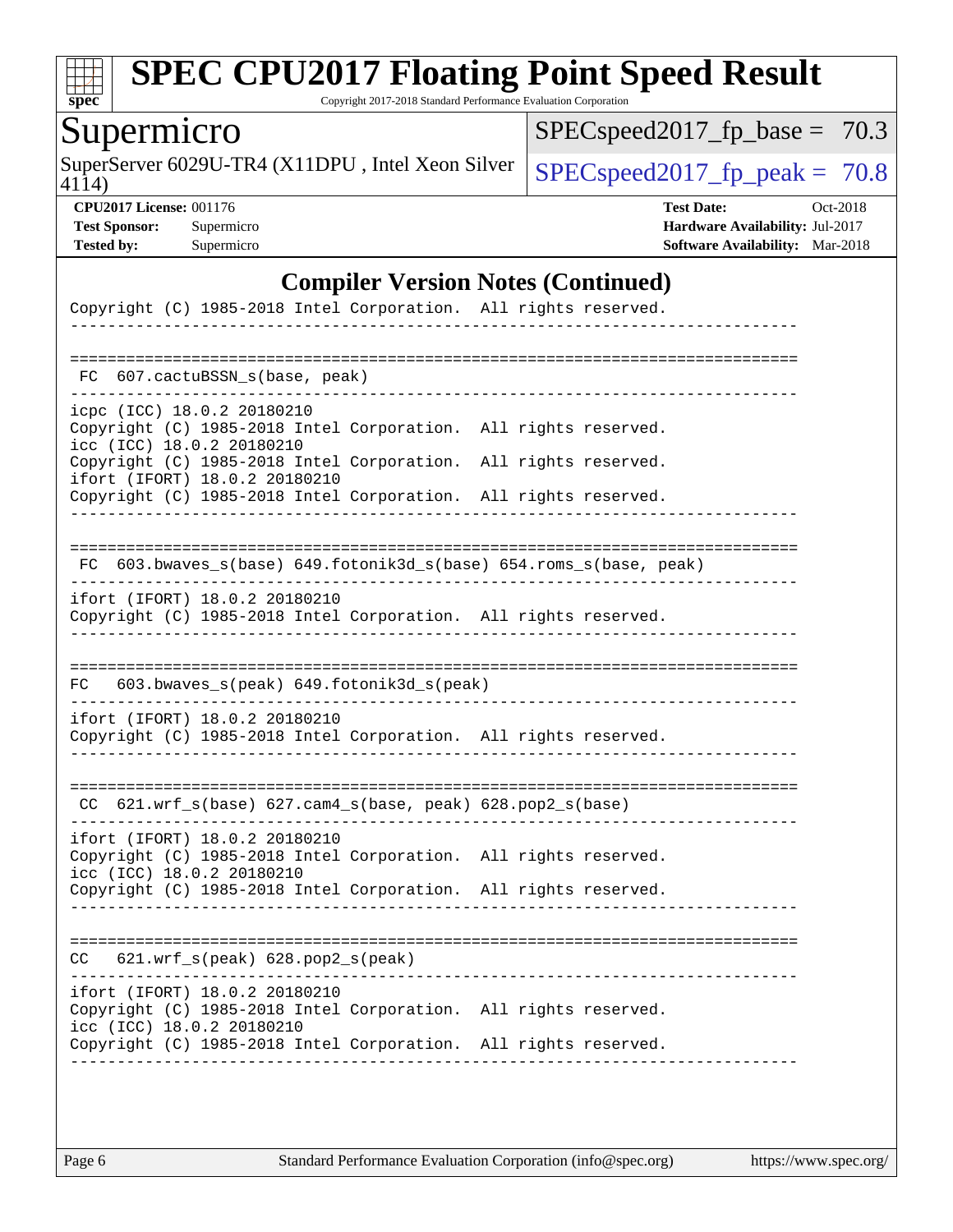## Compiler Version Notes (Continued)

```
Copyright (C) 1985-2018 Intel Corporation.  All rights reserved.
------------------------------------------------------------------------------

==============================================================================
 FC  607.cactuBSSN_s(base, peak)
------------------------------------------------------------------------------
icpc (ICC) 18.0.2 20180210
Copyright (C) 1985-2018 Intel Corporation.  All rights reserved.
icc (ICC) 18.0.2 20180210
Copyright (C) 1985-2018 Intel Corporation.  All rights reserved.
ifort (IFORT) 18.0.2 20180210
Copyright (C) 1985-2018 Intel Corporation.  All rights reserved.
------------------------------------------------------------------------------

==============================================================================
 FC  603.bwaves_s(base) 649.fotonik3d_s(base) 654.roms_s(base, peak)
------------------------------------------------------------------------------
ifort (IFORT) 18.0.2 20180210
Copyright (C) 1985-2018 Intel Corporation.  All rights reserved.
------------------------------------------------------------------------------

==============================================================================
FC   603.bwaves_s(peak) 649.fotonik3d_s(peak)
------------------------------------------------------------------------------
ifort (IFORT) 18.0.2 20180210
Copyright (C) 1985-2018 Intel Corporation.  All rights reserved.
------------------------------------------------------------------------------

==============================================================================
 CC  621.wrf_s(base) 627.cam4_s(base, peak) 628.pop2_s(base)
------------------------------------------------------------------------------
ifort (IFORT) 18.0.2 20180210
Copyright (C) 1985-2018 Intel Corporation.  All rights reserved.
icc (ICC) 18.0.2 20180210
Copyright (C) 1985-2018 Intel Corporation.  All rights reserved.
------------------------------------------------------------------------------

==============================================================================
CC   621.wrf_s(peak) 628.pop2_s(peak)
------------------------------------------------------------------------------
ifort (IFORT) 18.0.2 20180210
Copyright (C) 1985-2018 Intel Corporation.  All rights reserved.
icc (ICC) 18.0.2 20180210
Copyright (C) 1985-2018 Intel Corporation.  All rights reserved.
------------------------------------------------------------------------------
```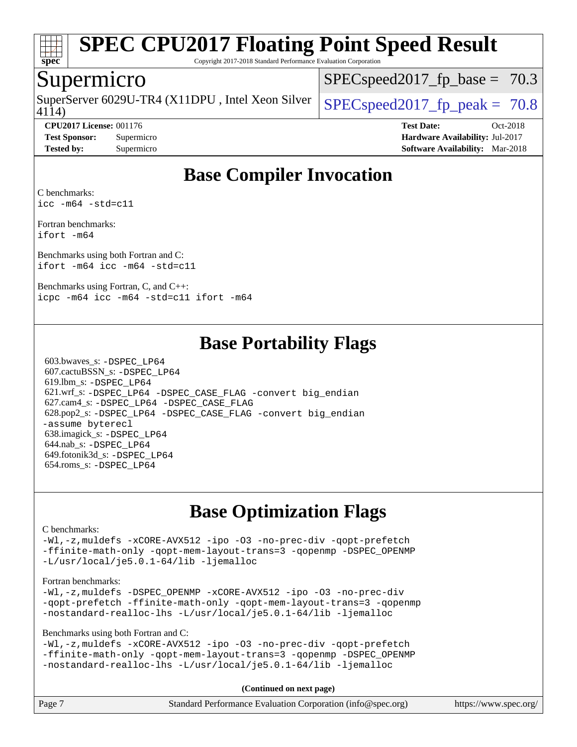# Base Compiler Invocation

C benchmarks:
```
icc -m64 -std=c11
```

Fortran benchmarks:
```
ifort -m64
```

Benchmarks using both Fortran and C:
```
ifort -m64 icc -m64 -std=c11
```

Benchmarks using Fortran, C, and C++:
```
icpc -m64 icc -m64 -std=c11 ifort -m64
```

# Base Portability Flags

603.bwaves_s: `-DSPEC_LP64`
607.cactuBSSN_s: `-DSPEC_LP64`
619.lbm_s: `-DSPEC_LP64`
621.wrf_s: `-DSPEC_LP64 -DSPEC_CASE_FLAG -convert big_endian`
627.cam4_s: `-DSPEC_LP64 -DSPEC_CASE_FLAG`
628.pop2_s: `-DSPEC_LP64 -DSPEC_CASE_FLAG -convert big_endian -assume byterecl`
638.imagick_s: `-DSPEC_LP64`
644.nab_s: `-DSPEC_LP64`
649.fotonik3d_s: `-DSPEC_LP64`
654.roms_s: `-DSPEC_LP64`

# Base Optimization Flags

C benchmarks:
```
-Wl,-z,muldefs -xCORE-AVX512 -ipo -O3 -no-prec-div -qopt-prefetch
-ffinite-math-only -qopt-mem-layout-trans=3 -qopenmp -DSPEC_OPENMP
-L/usr/local/je5.0.1-64/lib -ljemalloc
```

Fortran benchmarks:
```
-Wl,-z,muldefs -DSPEC_OPENMP -xCORE-AVX512 -ipo -O3 -no-prec-div
-qopt-prefetch -ffinite-math-only -qopt-mem-layout-trans=3 -qopenmp
-nostandard-realloc-lhs -L/usr/local/je5.0.1-64/lib -ljemalloc
```

Benchmarks using both Fortran and C:
```
-Wl,-z,muldefs -xCORE-AVX512 -ipo -O3 -no-prec-div -qopt-prefetch
-ffinite-math-only -qopt-mem-layout-trans=3 -qopenmp -DSPEC_OPENMP
-nostandard-realloc-lhs -L/usr/local/je5.0.1-64/lib -ljemalloc
```

**(Continued on next page)**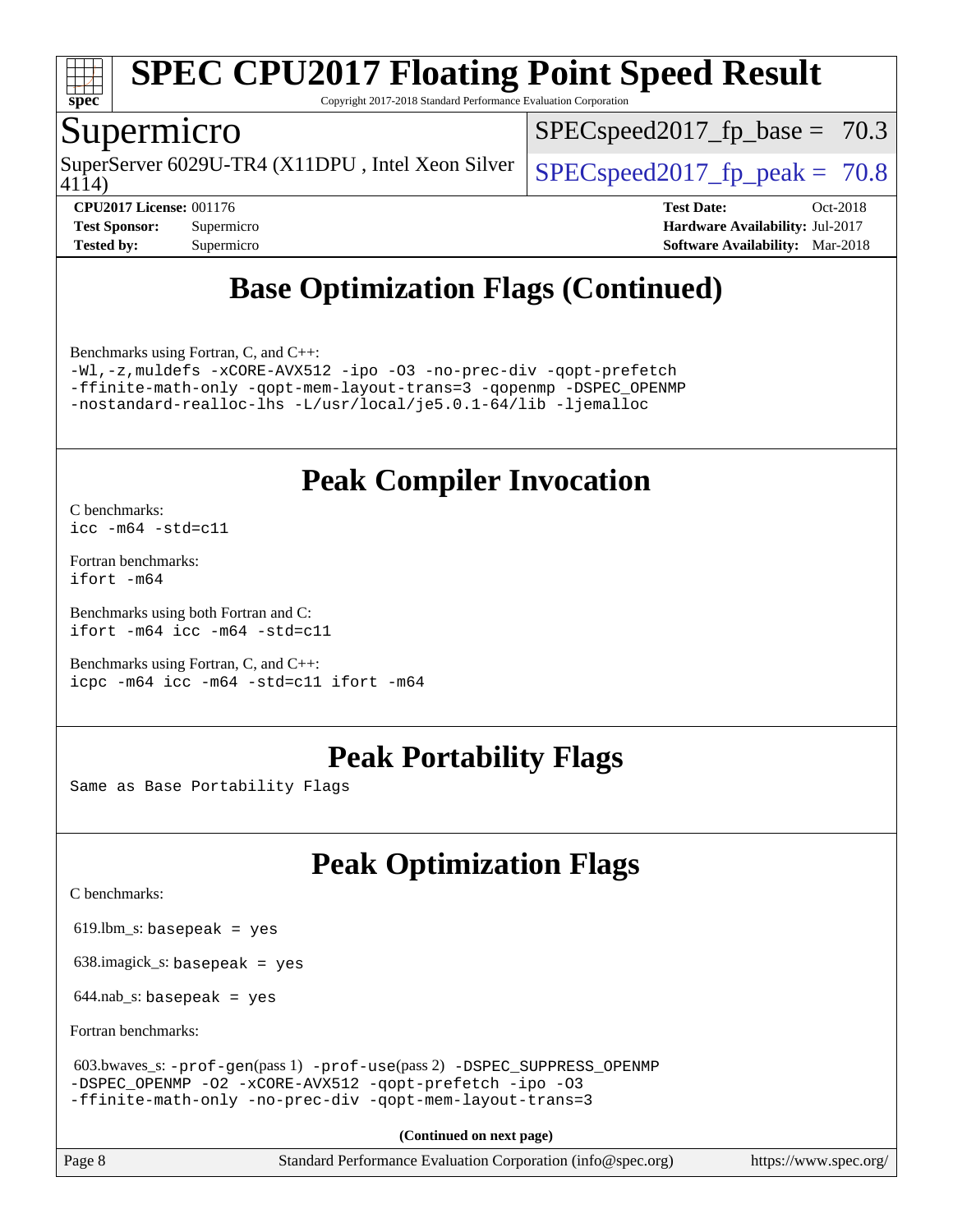# Base Optimization Flags (Continued)

Benchmarks using Fortran, C, and C++:

```
-Wl,-z,muldefs -xCORE-AVX512 -ipo -O3 -no-prec-div -qopt-prefetch
-ffinite-math-only -qopt-mem-layout-trans=3 -qopenmp -DSPEC_OPENMP
-nostandard-realloc-lhs -L/usr/local/je5.0.1-64/lib -ljemalloc
```

# Peak Compiler Invocation

C benchmarks:
```
icc -m64 -std=c11
```

Fortran benchmarks:
```
ifort -m64
```

Benchmarks using both Fortran and C:
```
ifort -m64 icc -m64 -std=c11
```

Benchmarks using Fortran, C, and C++:
```
icpc -m64 icc -m64 -std=c11 ifort -m64
```

# Peak Portability Flags

Same as Base Portability Flags

# Peak Optimization Flags

C benchmarks:

619.lbm_s: basepeak = yes

638.imagick_s: basepeak = yes

644.nab_s: basepeak = yes

Fortran benchmarks:

603.bwaves_s: -prof-gen(pass 1) -prof-use(pass 2) -DSPEC_SUPPRESS_OPENMP -DSPEC_OPENMP -O2 -xCORE-AVX512 -qopt-prefetch -ipo -O3 -ffinite-math-only -no-prec-div -qopt-mem-layout-trans=3

**(Continued on next page)**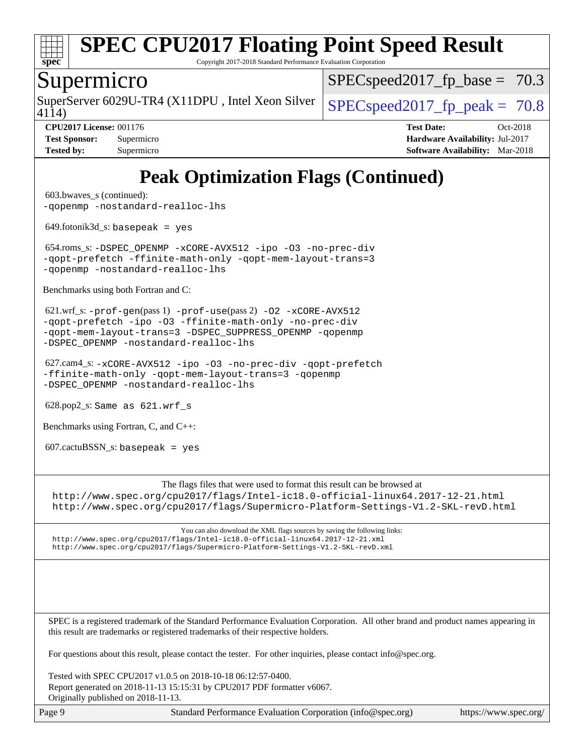# Peak Optimization Flags (Continued)

603.bwaves_s (continued):
-qopenmp -nostandard-realloc-lhs

649.fotonik3d_s: basepeak = yes

654.roms_s: -DSPEC_OPENMP -xCORE-AVX512 -ipo -O3 -no-prec-div -qopt-prefetch -ffinite-math-only -qopt-mem-layout-trans=3 -qopenmp -nostandard-realloc-lhs

Benchmarks using both Fortran and C:

621.wrf_s: -prof-gen(pass 1) -prof-use(pass 2) -O2 -xCORE-AVX512 -qopt-prefetch -ipo -O3 -ffinite-math-only -no-prec-div -qopt-mem-layout-trans=3 -DSPEC_SUPPRESS_OPENMP -qopenmp -DSPEC_OPENMP -nostandard-realloc-lhs

627.cam4_s: -xCORE-AVX512 -ipo -O3 -no-prec-div -qopt-prefetch -ffinite-math-only -qopt-mem-layout-trans=3 -qopenmp -DSPEC_OPENMP -nostandard-realloc-lhs

628.pop2_s: Same as 621.wrf_s

Benchmarks using Fortran, C, and C++:

607.cactuBSSN_s: basepeak = yes

The flags files that were used to format this result can be browsed at
http://www.spec.org/cpu2017/flags/Intel-ic18.0-official-linux64.2017-12-21.html
http://www.spec.org/cpu2017/flags/Supermicro-Platform-Settings-V1.2-SKL-revD.html

You can also download the XML flags sources by saving the following links:
http://www.spec.org/cpu2017/flags/Intel-ic18.0-official-linux64.2017-12-21.xml
http://www.spec.org/cpu2017/flags/Supermicro-Platform-Settings-V1.2-SKL-revD.xml

SPEC is a registered trademark of the Standard Performance Evaluation Corporation. All other brand and product names appearing in this result are trademarks or registered trademarks of their respective holders.

For questions about this result, please contact the tester. For other inquiries, please contact info@spec.org.

Tested with SPEC CPU2017 v1.0.5 on 2018-10-18 06:12:57-0400.
Report generated on 2018-11-13 15:15:31 by CPU2017 PDF formatter v6067.
Originally published on 2018-11-13.